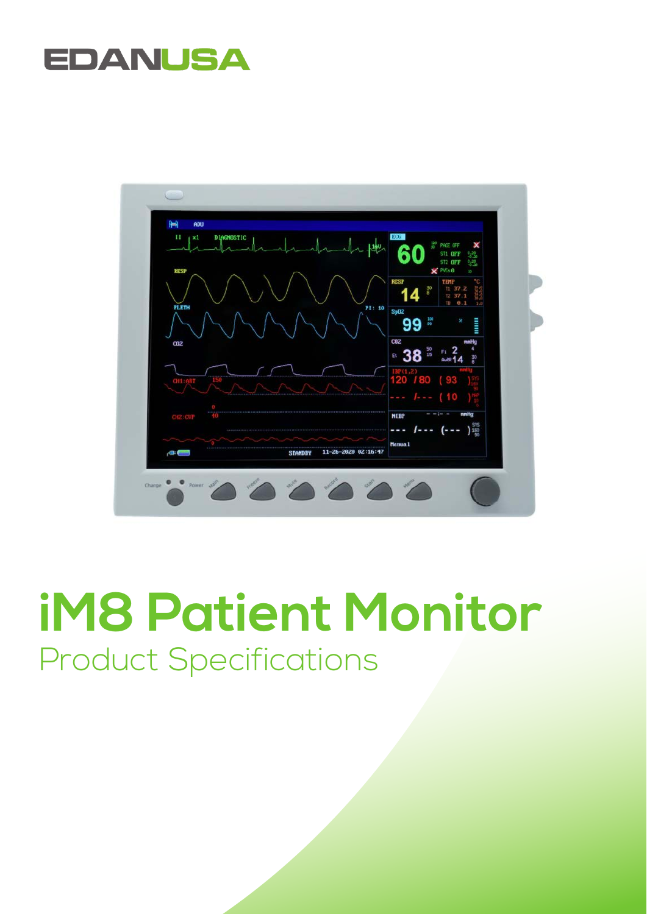EDANUSA

# iM8 Patient Monitor

## Product Specifications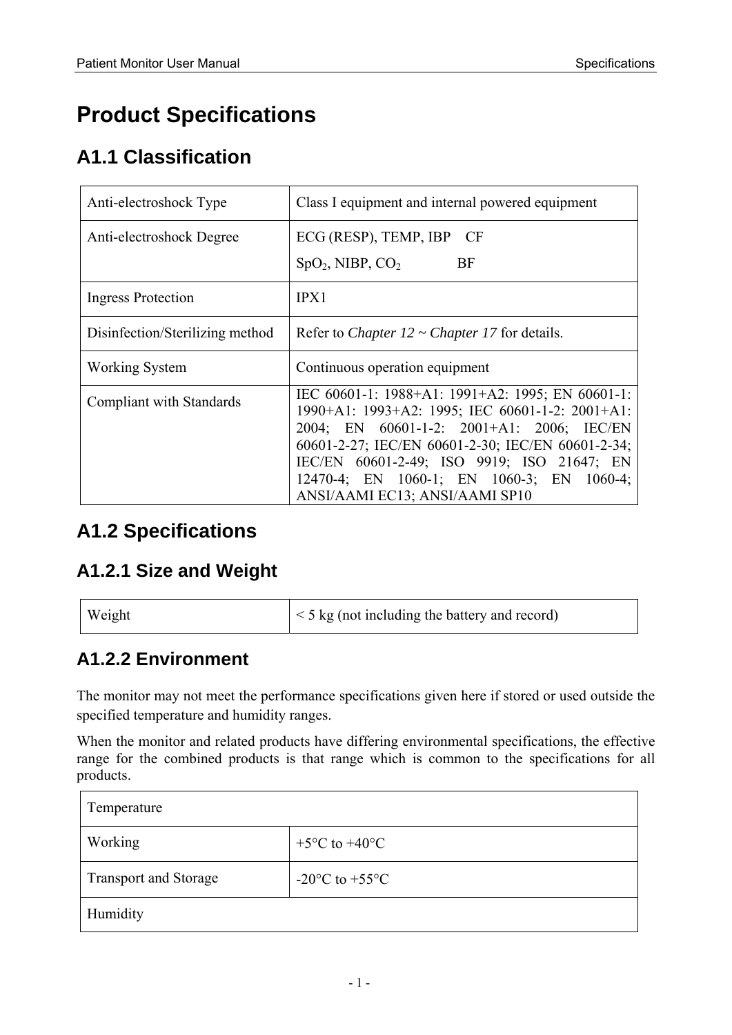# Product Specifications

## A1.1 Classification

| | |
|---|---|
| Anti-electroshock Type | Class I equipment and internal powered equipment |
| Anti-electroshock Degree | ECG (RESP), TEMP, IBP CF<br>$SpO_2$, NIBP, $CO_2$ BF |
| Ingress Protection | IPX1 |
| Disinfection/Sterilizing method | Refer to *Chapter 12 ~ Chapter 17* for details. |
| Working System | Continuous operation equipment |
| Compliant with Standards | IEC 60601-1: 1988+A1: 1991+A2: 1995; EN 60601-1: 1990+A1: 1993+A2: 1995; IEC 60601-1-2: 2001+A1: 2004; EN 60601-1-2: 2001+A1: 2006; IEC/EN 60601-2-27; IEC/EN 60601-2-30; IEC/EN 60601-2-34; IEC/EN 60601-2-49; ISO 9919; ISO 21647; EN 12470-4; EN 1060-1; EN 1060-3; EN 1060-4; ANSI/AAMI EC13; ANSI/AAMI SP10 |

## A1.2 Specifications

### A1.2.1 Size and Weight

| | |
|---|---|
| Weight | < 5 kg (not including the battery and record) |

### A1.2.2 Environment

The monitor may not meet the performance specifications given here if stored or used outside the specified temperature and humidity ranges.

When the monitor and related products have differing environmental specifications, the effective range for the combined products is that range which is common to the specifications for all products.

| Temperature | |
|---|---|
| Working | +5°C to +40°C |
| Transport and Storage | -20°C to +55°C |
| Humidity | |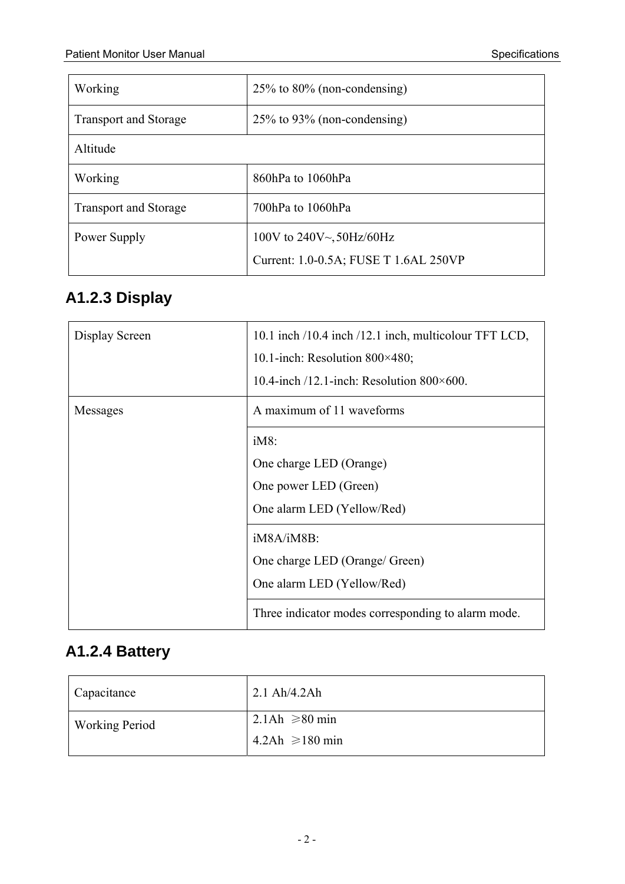| | |
|---|---|
| Working | 25% to 80% (non-condensing) |
| Transport and Storage | 25% to 93% (non-condensing) |
| Altitude | |
| Working | 860hPa to 1060hPa |
| Transport and Storage | 700hPa to 1060hPa |
| Power Supply | 100V to 240V~, 50Hz/60Hz<br>Current: 1.0-0.5A; FUSE T 1.6AL 250VP |

### A1.2.3 Display

| | |
|---|---|
| Display Screen | 10.1 inch /10.4 inch /12.1 inch, multicolour TFT LCD,<br>10.1-inch: Resolution 800×480;<br>10.4-inch /12.1-inch: Resolution 800×600. |
| Messages | A maximum of 11 waveforms |
| | iM8:<br>One charge LED (Orange)<br>One power LED (Green)<br>One alarm LED (Yellow/Red) |
| | iM8A/iM8B:<br>One charge LED (Orange/ Green)<br>One alarm LED (Yellow/Red) |
| | Three indicator modes corresponding to alarm mode. |

### A1.2.4 Battery

| | |
|---|---|
| Capacitance | 2.1 Ah/4.2Ah |
| Working Period | 2.1Ah ≥80 min<br>4.2Ah ≥180 min |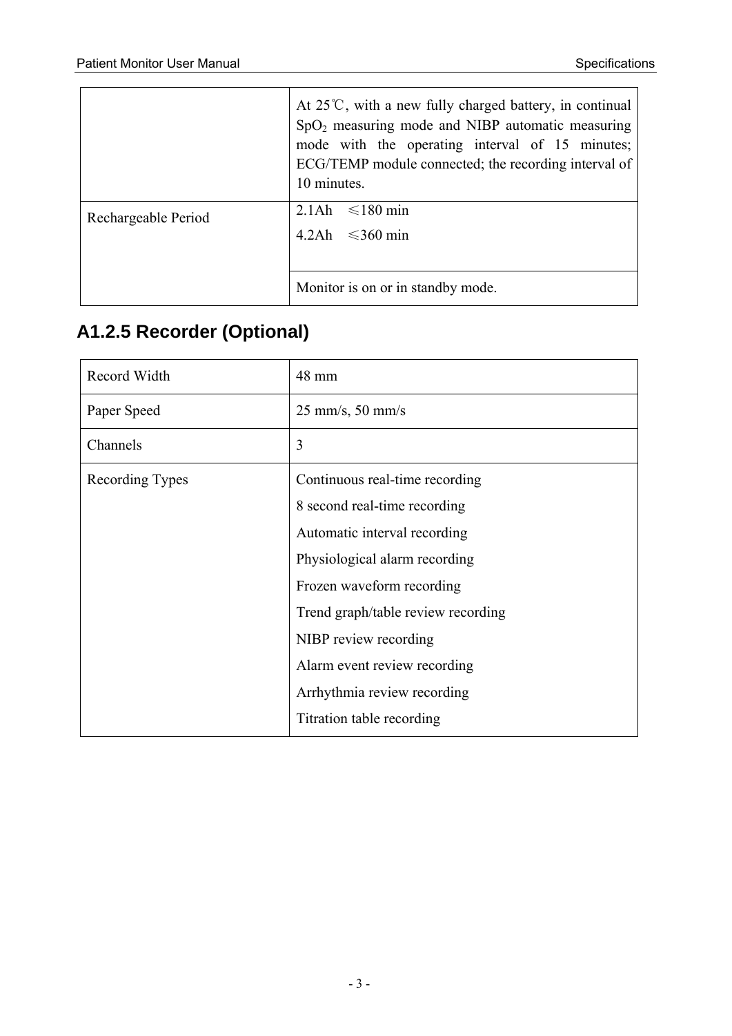|  |  |
| --- | --- |
|  | At 25℃, with a new fully charged battery, in continual $SpO_2$ measuring mode and NIBP automatic measuring mode with the operating interval of 15 minutes; ECG/TEMP module connected; the recording interval of 10 minutes. |
| Rechargeable Period | 2.1Ah ≤180 min<br>4.2Ah ≤360 min |
|  | Monitor is on or in standby mode. |

### A1.2.5 Recorder (Optional)

| Record Width | 48 mm |
| --- | --- |
| Paper Speed | 25 mm/s, 50 mm/s |
| Channels | 3 |
| Recording Types | Continuous real-time recording<br>8 second real-time recording<br>Automatic interval recording<br>Physiological alarm recording<br>Frozen waveform recording<br>Trend graph/table review recording<br>NIBP review recording<br>Alarm event review recording<br>Arrhythmia review recording<br>Titration table recording |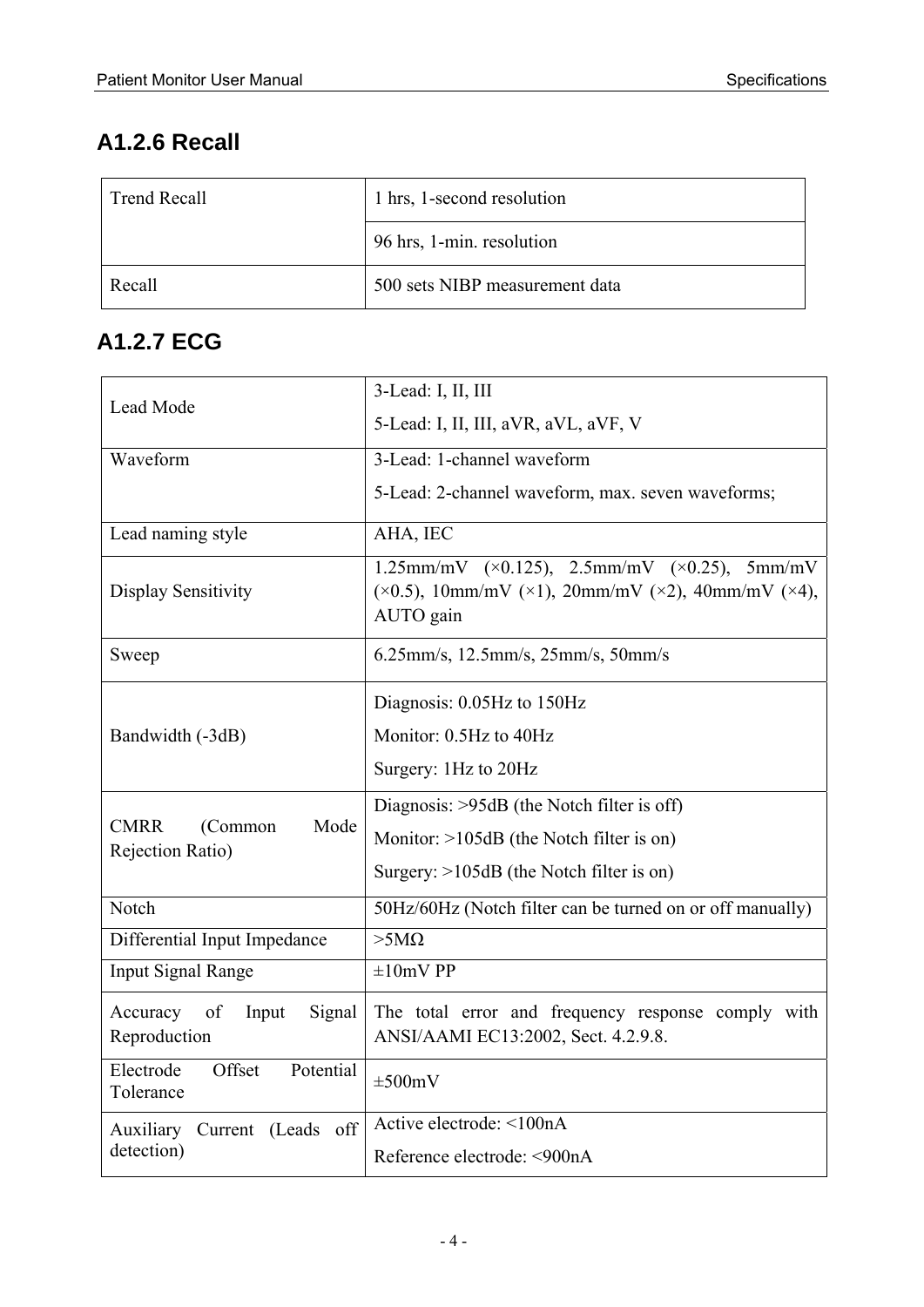### A1.2.6 Recall

| | |
|---|---|
| Trend Recall | 1 hrs, 1-second resolution |
| | 96 hrs, 1-min. resolution |
| Recall | 500 sets NIBP measurement data |

### A1.2.7 ECG

| | |
|---|---|
| Lead Mode | 3-Lead: I, II, III<br>5-Lead: I, II, III, aVR, aVL, aVF, V |
| Waveform | 3-Lead: 1-channel waveform<br>5-Lead: 2-channel waveform, max. seven waveforms; |
| Lead naming style | AHA, IEC |
| Display Sensitivity | 1.25mm/mV (×0.125), 2.5mm/mV (×0.25), 5mm/mV (×0.5), 10mm/mV (×1), 20mm/mV (×2), 40mm/mV (×4), AUTO gain |
| Sweep | 6.25mm/s, 12.5mm/s, 25mm/s, 50mm/s |
| Bandwidth (-3dB) | Diagnosis: 0.05Hz to 150Hz<br>Monitor: 0.5Hz to 40Hz<br>Surgery: 1Hz to 20Hz |
| CMRR (Common Mode Rejection Ratio) | Diagnosis: >95dB (the Notch filter is off)<br>Monitor: >105dB (the Notch filter is on)<br>Surgery: >105dB (the Notch filter is on) |
| Notch | 50Hz/60Hz (Notch filter can be turned on or off manually) |
| Differential Input Impedance | >5MΩ |
| Input Signal Range | ±10mV PP |
| Accuracy of Input Signal Reproduction | The total error and frequency response comply with ANSI/AAMI EC13:2002, Sect. 4.2.9.8. |
| Electrode Offset Potential Tolerance | ±500mV |
| Auxiliary Current (Leads off detection) | Active electrode: <100nA<br>Reference electrode: <900nA |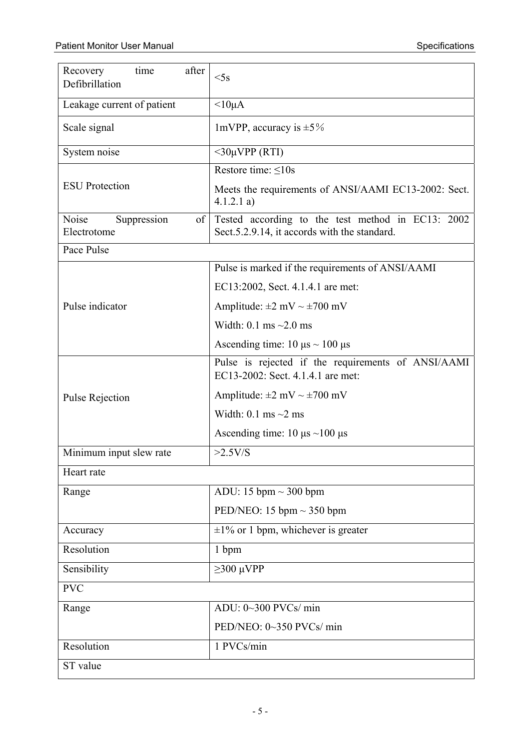| | |
|---|---|
| Recovery time after Defibrillation | <5s |
| Leakage current of patient | <10μA |
| Scale signal | 1mVPP, accuracy is ±5％ |
| System noise | <30μVPP (RTI) |
| ESU Protection | Restore time: ≤10s<br>Meets the requirements of ANSI/AAMI EC13-2002: Sect. 4.1.2.1 a) |
| Noise Suppression of Electrotome | Tested according to the test method in EC13: 2002 Sect.5.2.9.14, it accords with the standard. |
| Pace Pulse | |
| Pulse indicator | Pulse is marked if the requirements of ANSI/AAMI<br>EC13:2002, Sect. 4.1.4.1 are met:<br>Amplitude: ±2 mV ~ ±700 mV<br>Width: 0.1 ms ~2.0 ms<br>Ascending time: 10 μs ~ 100 μs |
| Pulse Rejection | Pulse is rejected if the requirements of ANSI/AAMI EC13-2002: Sect. 4.1.4.1 are met:<br>Amplitude: ±2 mV ~ ±700 mV<br>Width: 0.1 ms ~2 ms<br>Ascending time: 10 μs ~100 μs |
| Minimum input slew rate | >2.5V/S |
| Heart rate | |
| Range | ADU: 15 bpm ~ 300 bpm<br>PED/NEO: 15 bpm ~ 350 bpm |
| Accuracy | ±1% or 1 bpm, whichever is greater |
| Resolution | 1 bpm |
| Sensibility | ≥300 μVPP |
| PVC | |
| Range | ADU: 0~300 PVCs/ min<br>PED/NEO: 0~350 PVCs/ min |
| Resolution | 1 PVCs/min |
| ST value | |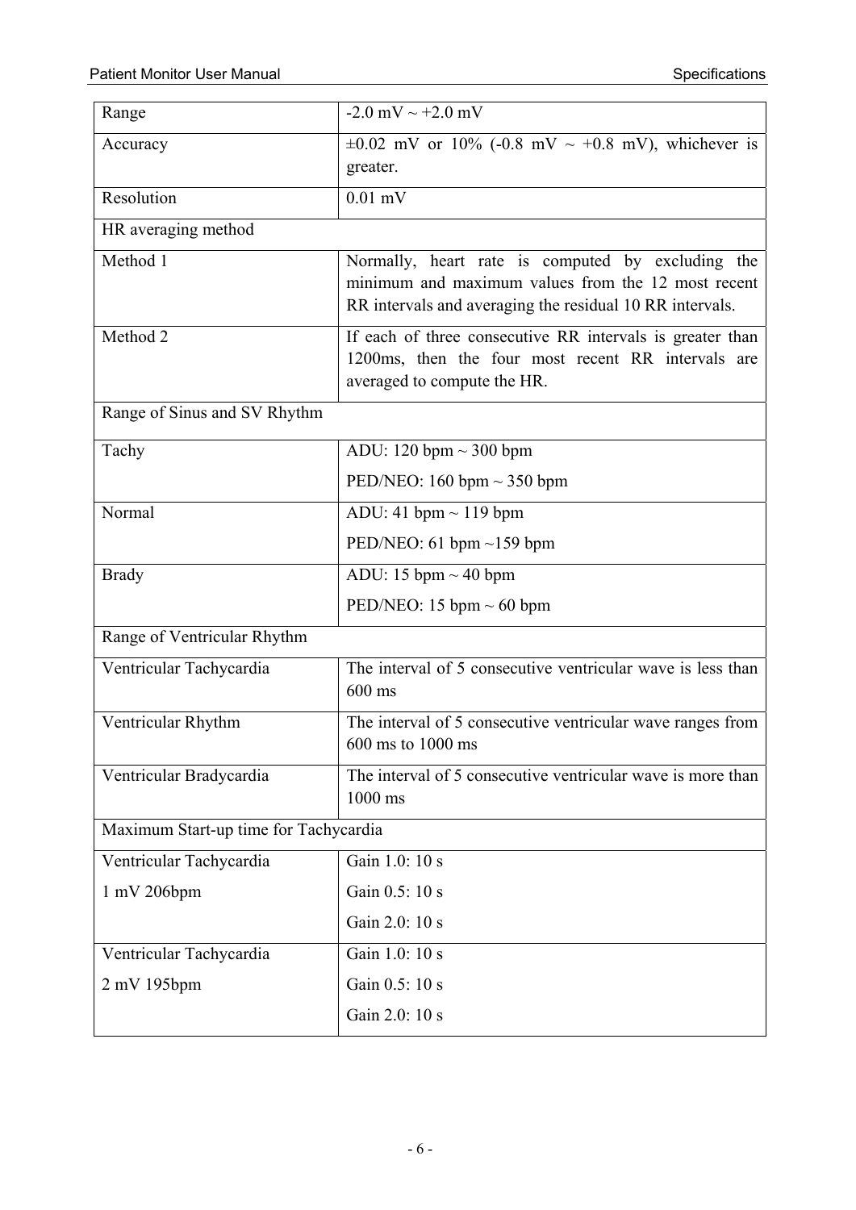| Range | -2.0 mV ~ +2.0 mV |
|---|---|
| Accuracy | ±0.02 mV or 10% (-0.8 mV ~ +0.8 mV), whichever is greater. |
| Resolution | 0.01 mV |
| HR averaging method | |
| Method 1 | Normally, heart rate is computed by excluding the minimum and maximum values from the 12 most recent RR intervals and averaging the residual 10 RR intervals. |
| Method 2 | If each of three consecutive RR intervals is greater than 1200ms, then the four most recent RR intervals are averaged to compute the HR. |
| Range of Sinus and SV Rhythm | |
| Tachy | ADU: 120 bpm ~ 300 bpm<br>PED/NEO: 160 bpm ~ 350 bpm |
| Normal | ADU: 41 bpm ~ 119 bpm<br>PED/NEO: 61 bpm ~159 bpm |
| Brady | ADU: 15 bpm ~ 40 bpm<br>PED/NEO: 15 bpm ~ 60 bpm |
| Range of Ventricular Rhythm | |
| Ventricular Tachycardia | The interval of 5 consecutive ventricular wave is less than 600 ms |
| Ventricular Rhythm | The interval of 5 consecutive ventricular wave ranges from 600 ms to 1000 ms |
| Ventricular Bradycardia | The interval of 5 consecutive ventricular wave is more than 1000 ms |
| Maximum Start-up time for Tachycardia | |
| Ventricular Tachycardia<br>1 mV 206bpm | Gain 1.0: 10 s<br>Gain 0.5: 10 s<br>Gain 2.0: 10 s |
| Ventricular Tachycardia<br>2 mV 195bpm | Gain 1.0: 10 s<br>Gain 0.5: 10 s<br>Gain 2.0: 10 s |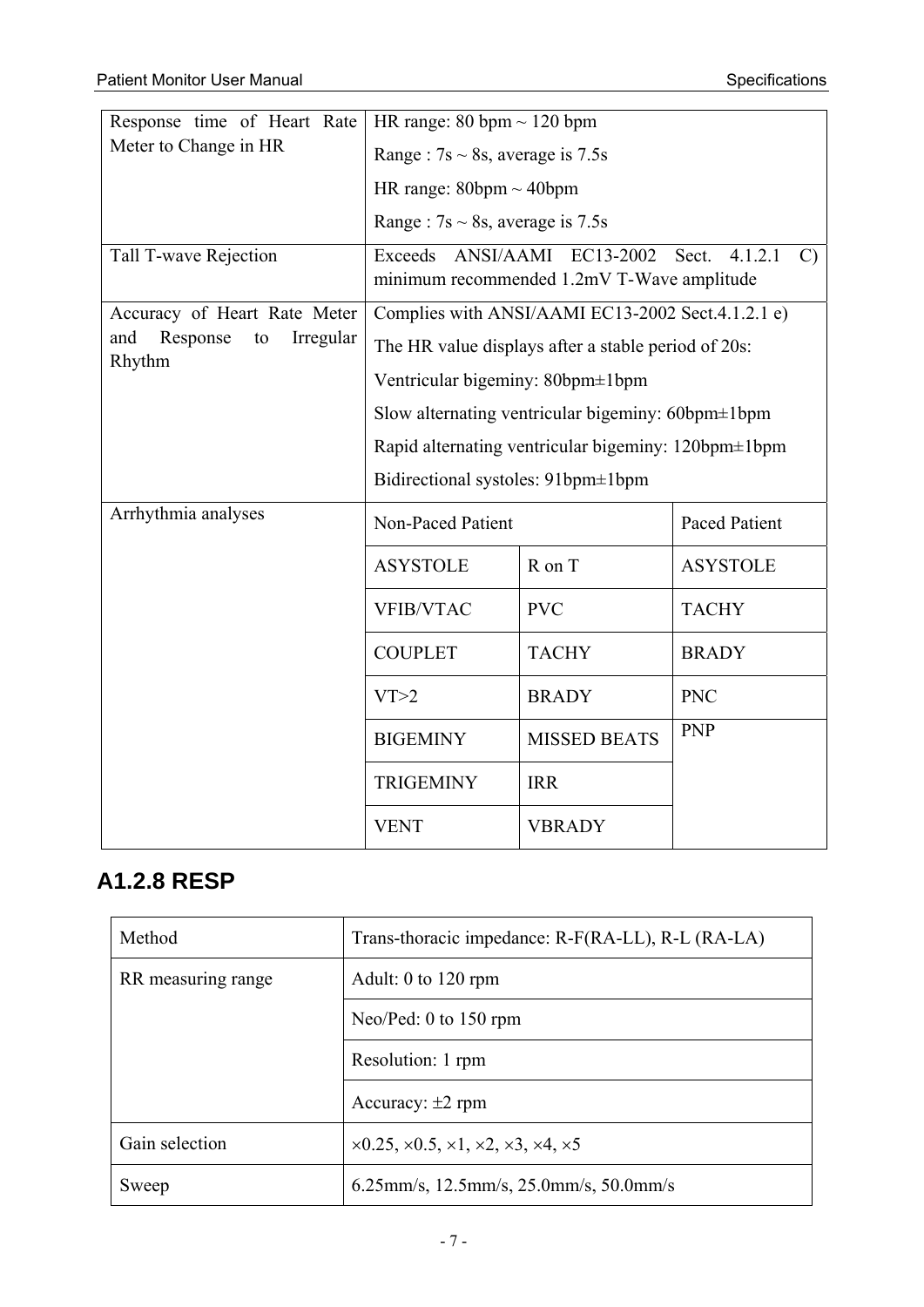| | | | |
|---|---|---|---|
| Response time of Heart Rate Meter to Change in HR | HR range: 80 bpm ~ 120 bpm<br>Range : 7s ~ 8s, average is 7.5s<br>HR range: 80bpm ~ 40bpm<br>Range : 7s ~ 8s, average is 7.5s | | |
| Tall T-wave Rejection | Exceeds ANSI/AAMI EC13-2002 Sect. 4.1.2.1 C) minimum recommended 1.2mV T-Wave amplitude | | |
| Accuracy of Heart Rate Meter and Response to Irregular Rhythm | Complies with ANSI/AAMI EC13-2002 Sect.4.1.2.1 e)<br>The HR value displays after a stable period of 20s:<br>Ventricular bigeminy: 80bpm±1bpm<br>Slow alternating ventricular bigeminy: 60bpm±1bpm<br>Rapid alternating ventricular bigeminy: 120bpm±1bpm<br>Bidirectional systoles: 91bpm±1bpm | | |
| Arrhythmia analyses | Non-Paced Patient | | Paced Patient |
| | ASYSTOLE | R on T | ASYSTOLE |
| | VFIB/VTAC | PVC | TACHY |
| | COUPLET | TACHY | BRADY |
| | VT>2 | BRADY | PNC |
| | BIGEMINY | MISSED BEATS | PNP |
| | TRIGEMINY | IRR | |
| | VENT | VBRADY | |

## A1.2.8 RESP

| | |
|---|---|
| Method | Trans-thoracic impedance: R-F(RA-LL), R-L (RA-LA) |
| RR measuring range | Adult: 0 to 120 rpm |
| | Neo/Ped: 0 to 150 rpm |
| | Resolution: 1 rpm |
| | Accuracy: ±2 rpm |
| Gain selection | ×0.25, ×0.5, ×1, ×2, ×3, ×4, ×5 |
| Sweep | 6.25mm/s, 12.5mm/s, 25.0mm/s, 50.0mm/s |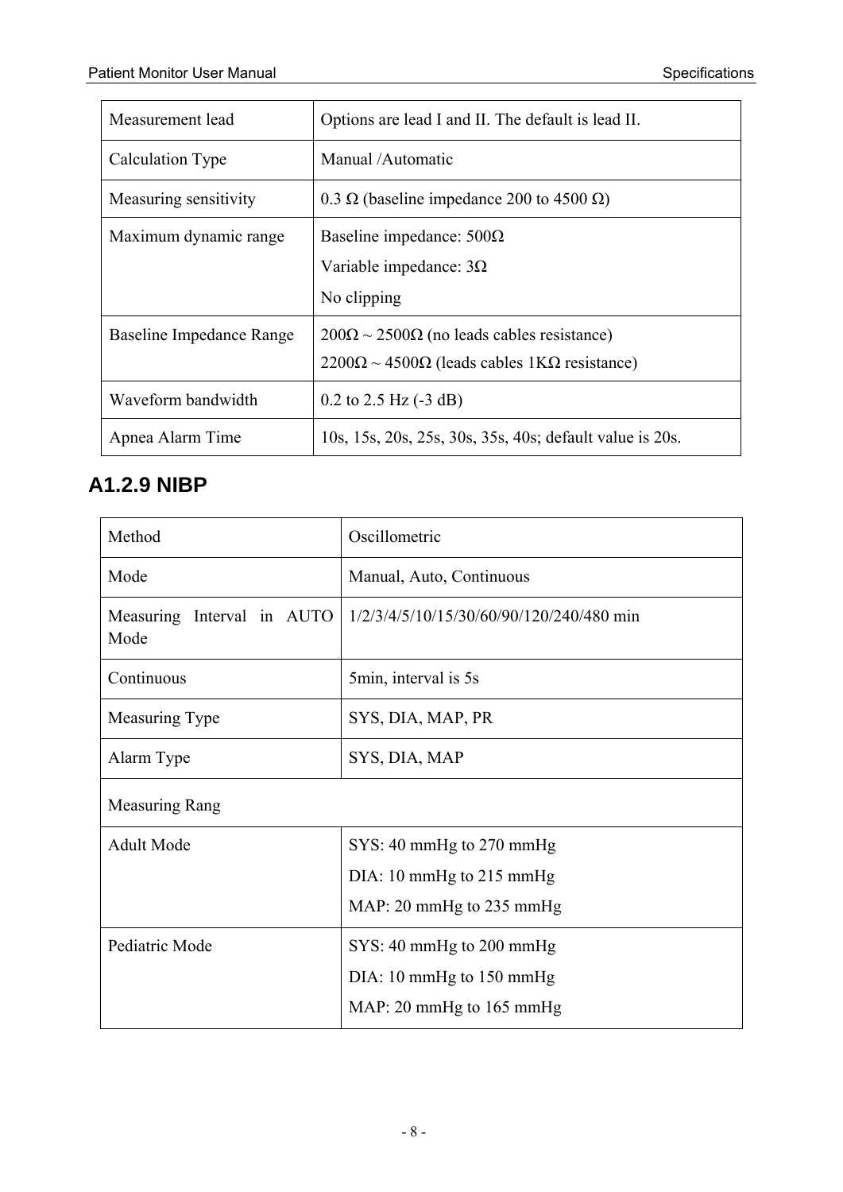| Measurement lead | Options are lead I and II. The default is lead II. |
|---|---|
| Calculation Type | Manual /Automatic |
| Measuring sensitivity | 0.3 Ω (baseline impedance 200 to 4500 Ω) |
| Maximum dynamic range | Baseline impedance: 500Ω<br>Variable impedance: 3Ω<br>No clipping |
| Baseline Impedance Range | 200Ω ~ 2500Ω (no leads cables resistance)<br>2200Ω ~ 4500Ω (leads cables 1KΩ resistance) |
| Waveform bandwidth | 0.2 to 2.5 Hz (-3 dB) |
| Apnea Alarm Time | 10s, 15s, 20s, 25s, 30s, 35s, 40s; default value is 20s. |

### A1.2.9 NIBP

| Method | Oscillometric |
|---|---|
| Mode | Manual, Auto, Continuous |
| Measuring Interval in AUTO Mode | 1/2/3/4/5/10/15/30/60/90/120/240/480 min |
| Continuous | 5min, interval is 5s |
| Measuring Type | SYS, DIA, MAP, PR |
| Alarm Type | SYS, DIA, MAP |
| Measuring Rang | |
| Adult Mode | SYS: 40 mmHg to 270 mmHg<br>DIA: 10 mmHg to 215 mmHg<br>MAP: 20 mmHg to 235 mmHg |
| Pediatric Mode | SYS: 40 mmHg to 200 mmHg<br>DIA: 10 mmHg to 150 mmHg<br>MAP: 20 mmHg to 165 mmHg |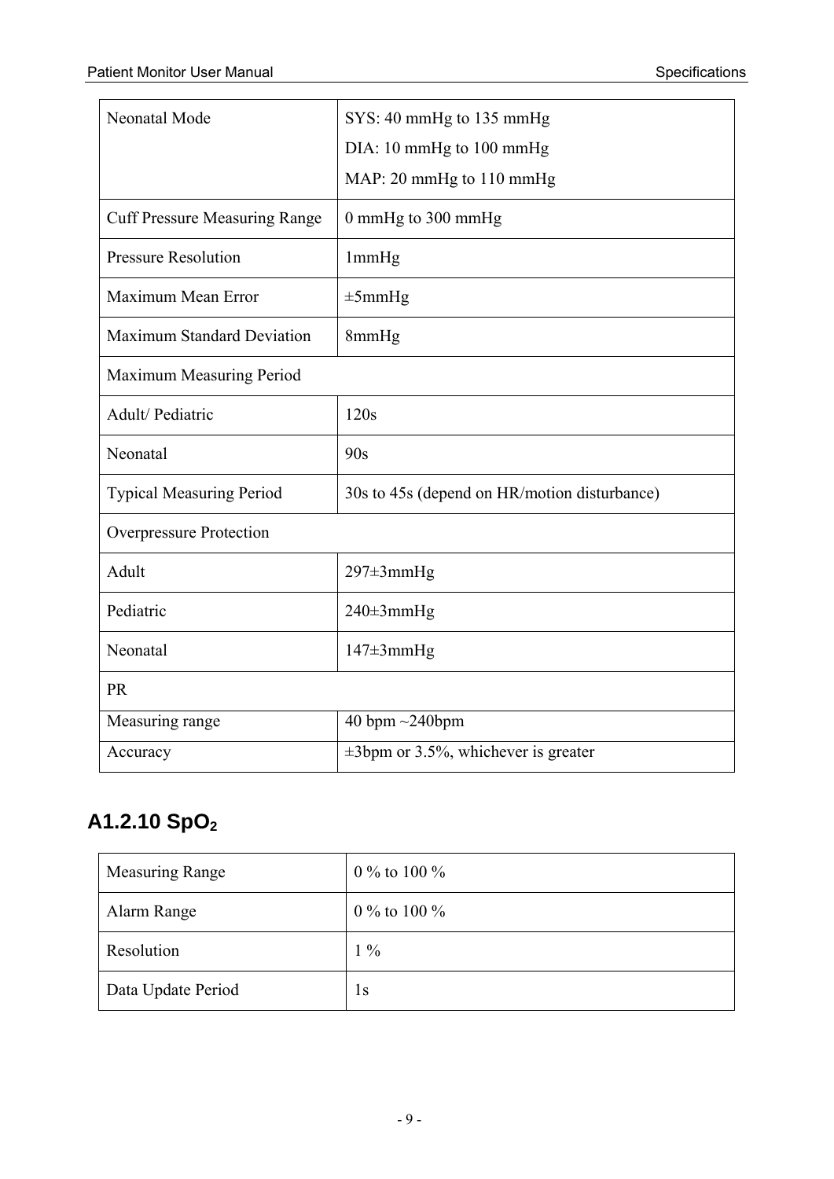| Neonatal Mode | SYS: 40 mmHg to 135 mmHg<br>DIA: 10 mmHg to 100 mmHg<br>MAP: 20 mmHg to 110 mmHg |
|---|---|
| Cuff Pressure Measuring Range | 0 mmHg to 300 mmHg |
| Pressure Resolution | 1mmHg |
| Maximum Mean Error | ±5mmHg |
| Maximum Standard Deviation | 8mmHg |
| Maximum Measuring Period | |
| Adult/ Pediatric | 120s |
| Neonatal | 90s |
| Typical Measuring Period | 30s to 45s (depend on HR/motion disturbance) |
| Overpressure Protection | |
| Adult | 297±3mmHg |
| Pediatric | 240±3mmHg |
| Neonatal | 147±3mmHg |
| PR | |
| Measuring range | 40 bpm ~240bpm |
| Accuracy | ±3bpm or 3.5%, whichever is greater |

### A1.2.10 $SpO_2$

| Measuring Range | 0 % to 100 % |
|---|---|
| Alarm Range | 0 % to 100 % |
| Resolution | 1 % |
| Data Update Period | 1s |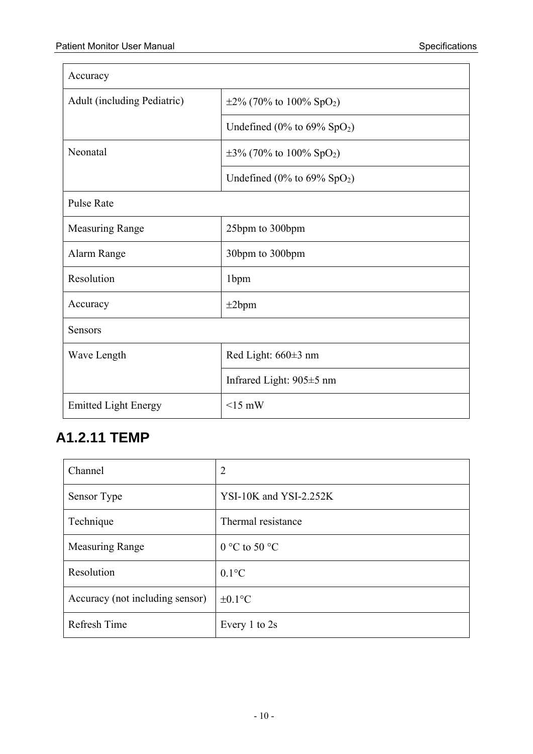| Accuracy | |
|---|---|
| Adult (including Pediatric) | ±2% (70% to 100% $SpO_2$) |
| | Undefined (0% to 69% $SpO_2$) |
| Neonatal | ±3% (70% to 100% $SpO_2$) |
| | Undefined (0% to 69% $SpO_2$) |
| Pulse Rate | |
| Measuring Range | 25bpm to 300bpm |
| Alarm Range | 30bpm to 300bpm |
| Resolution | 1bpm |
| Accuracy | ±2bpm |
| Sensors | |
| Wave Length | Red Light: 660±3 nm |
| | Infrared Light: 905±5 nm |
| Emitted Light Energy | <15 mW |

## A1.2.11 TEMP

| Channel | 2 |
|---|---|
| Sensor Type | YSI-10K and YSI-2.252K |
| Technique | Thermal resistance |
| Measuring Range | 0 °C to 50 °C |
| Resolution | 0.1°C |
| Accuracy (not including sensor) | ±0.1°C |
| Refresh Time | Every 1 to 2s |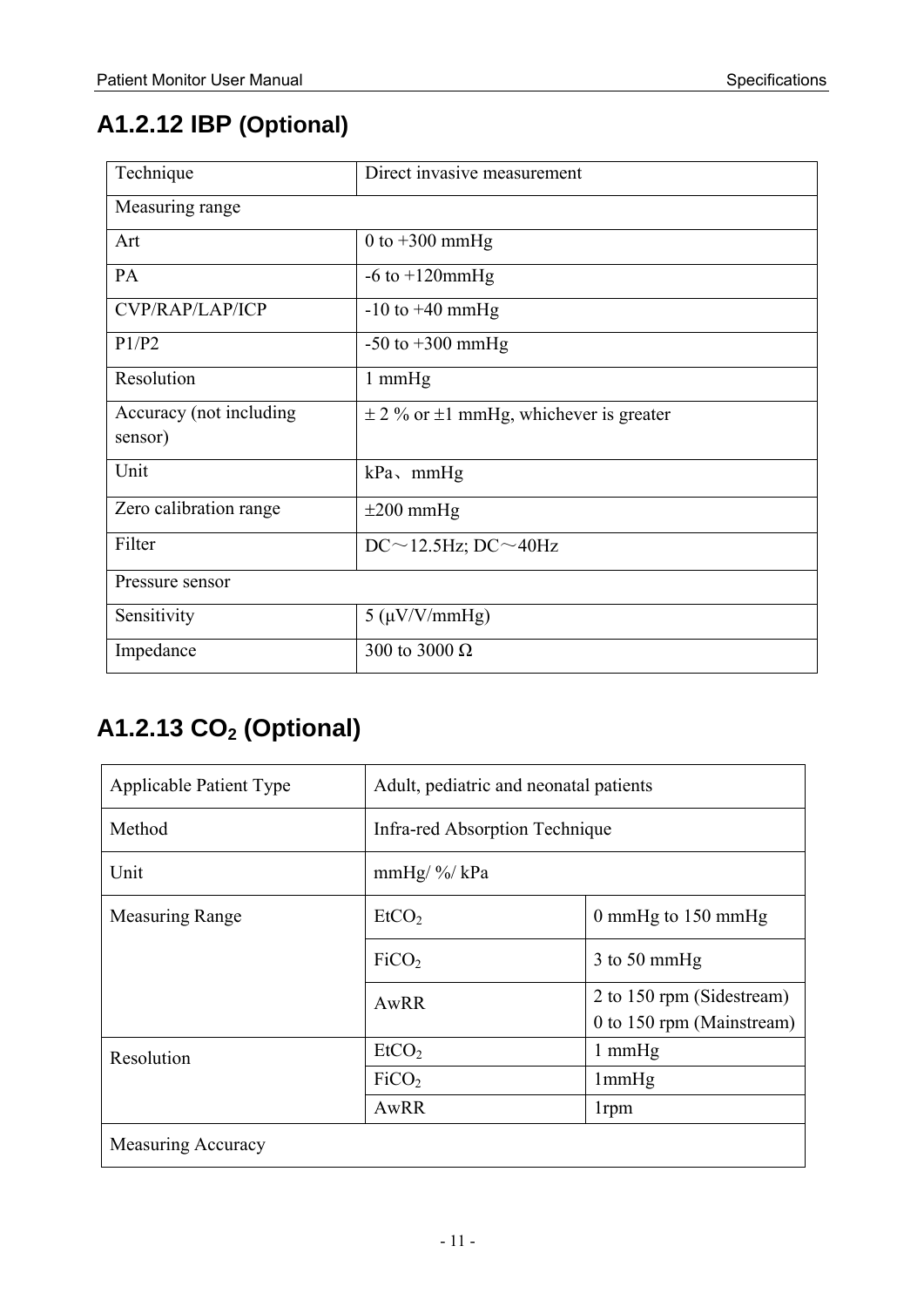## A1.2.12 IBP (Optional)

| Technique | Direct invasive measurement |
|---|---|
| Measuring range | |
| Art | 0 to +300 mmHg |
| PA | -6 to +120mmHg |
| CVP/RAP/LAP/ICP | -10 to +40 mmHg |
| P1/P2 | -50 to +300 mmHg |
| Resolution | 1 mmHg |
| Accuracy (not including sensor) | ± 2 % or ±1 mmHg, whichever is greater |
| Unit | kPa、mmHg |
| Zero calibration range | ±200 mmHg |
| Filter | DC～12.5Hz; DC～40Hz |
| Pressure sensor | |
| Sensitivity | 5 (μV/V/mmHg) |
| Impedance | 300 to 3000 Ω |

## A1.2.13 $CO_2$ (Optional)

| Applicable Patient Type | Adult, pediatric and neonatal patients | |
|---|---|---|
| Method | Infra-red Absorption Technique | |
| Unit | mmHg/ %/ kPa | |
| Measuring Range | $EtCO_2$ | 0 mmHg to 150 mmHg |
| | $FiCO_2$ | 3 to 50 mmHg |
| | AwRR | 2 to 150 rpm (Sidestream)<br>0 to 150 rpm (Mainstream) |
| Resolution | $EtCO_2$ | 1 mmHg |
| | $FiCO_2$ | 1mmHg |
| | AwRR | 1rpm |
| Measuring Accuracy | | |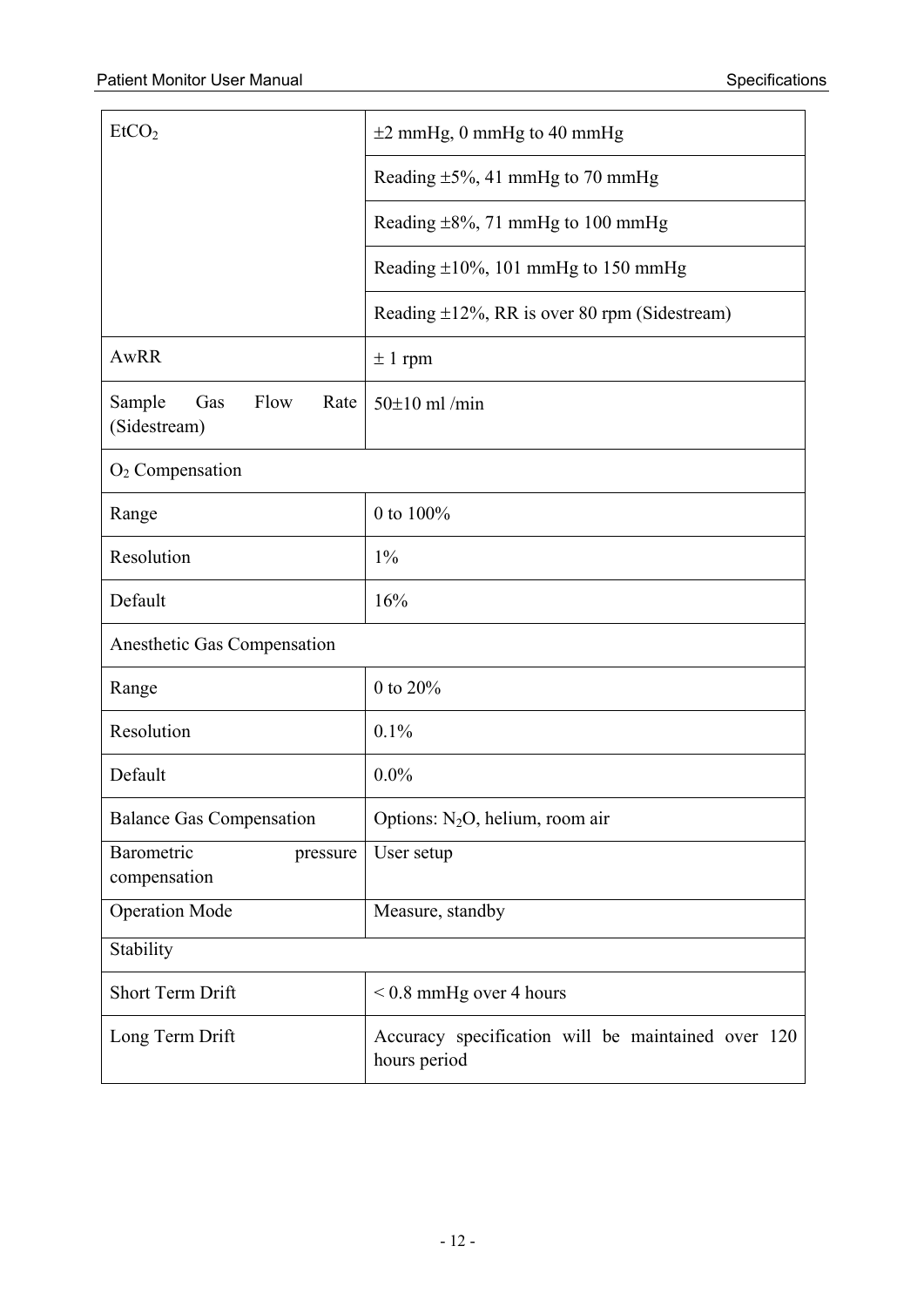| | |
|---|---|
| $EtCO_2$ | ±2 mmHg, 0 mmHg to 40 mmHg |
| | Reading ±5%, 41 mmHg to 70 mmHg |
| | Reading ±8%, 71 mmHg to 100 mmHg |
| | Reading ±10%, 101 mmHg to 150 mmHg |
| | Reading ±12%, RR is over 80 rpm (Sidestream) |
| AwRR | ± 1 rpm |
| Sample Gas Flow Rate (Sidestream) | 50±10 ml /min |
| $O_2$ Compensation | |
| Range | 0 to 100% |
| Resolution | 1% |
| Default | 16% |
| Anesthetic Gas Compensation | |
| Range | 0 to 20% |
| Resolution | 0.1% |
| Default | 0.0% |
| Balance Gas Compensation | Options: $N_2O$, helium, room air |
| Barometric pressure compensation | User setup |
| Operation Mode | Measure, standby |
| Stability | |
| Short Term Drift | < 0.8 mmHg over 4 hours |
| Long Term Drift | Accuracy specification will be maintained over 120 hours period |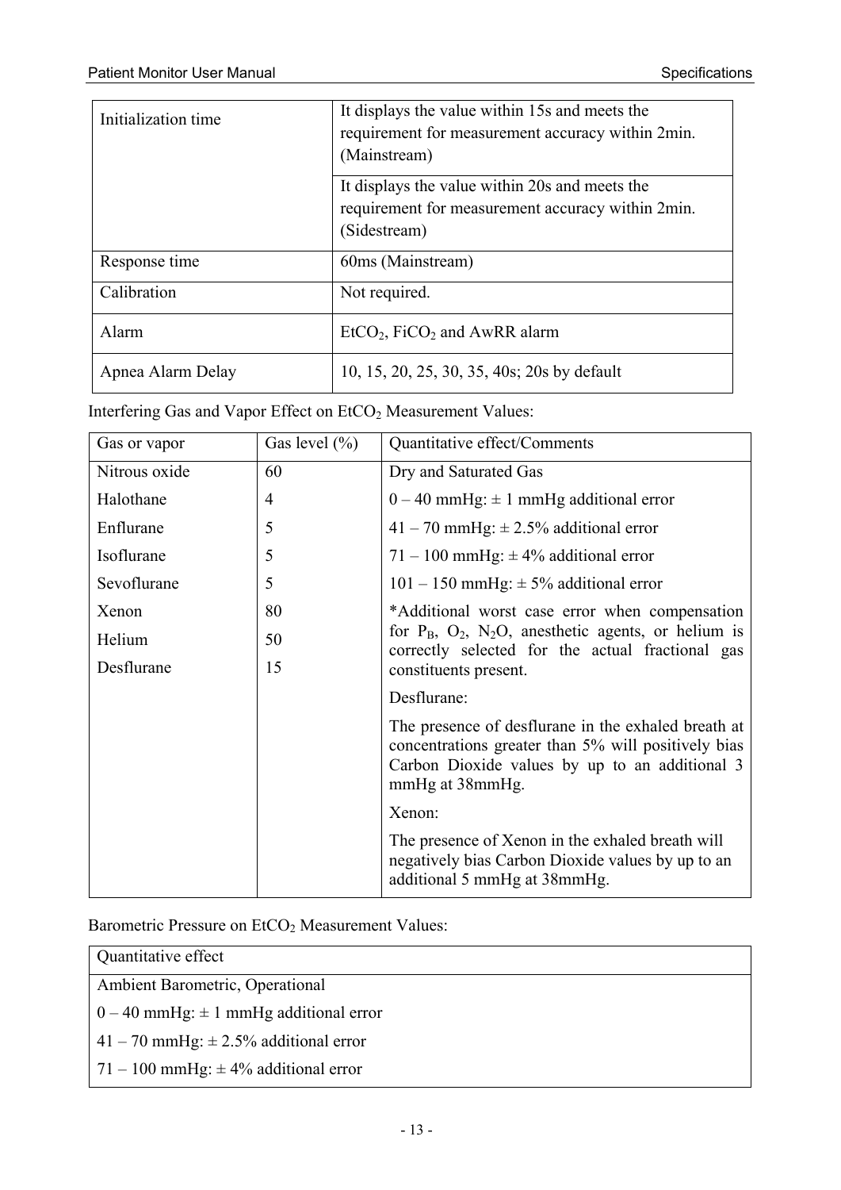| Initialization time | It displays the value within 15s and meets the requirement for measurement accuracy within 2min. (Mainstream) |
|---|---|
| | It displays the value within 20s and meets the requirement for measurement accuracy within 2min. (Sidestream) |
| Response time | 60ms (Mainstream) |
| Calibration | Not required. |
| Alarm | $EtCO_2$, $FiCO_2$ and AwRR alarm |
| Apnea Alarm Delay | 10, 15, 20, 25, 30, 35, 40s; 20s by default |

Interfering Gas and Vapor Effect on $EtCO_2$ Measurement Values:

| Gas or vapor | Gas level (%) | Quantitative effect/Comments |
|---|---|---|
| Nitrous oxide | 60 | Dry and Saturated Gas |
| Halothane | 4 | 0 – 40 mmHg: ± 1 mmHg additional error |
| Enflurane | 5 | 41 – 70 mmHg: ± 2.5% additional error |
| Isoflurane | 5 | 71 – 100 mmHg: ± 4% additional error |
| Sevoflurane | 5 | 101 – 150 mmHg: ± 5% additional error |
| Xenon | 80 | *Additional worst case error when compensation for $P_B$, $O_2$, $N_2O$, anesthetic agents, or helium is correctly selected for the actual fractional gas constituents present. |
| Helium | 50 | Desflurane: |
| Desflurane | 15 | The presence of desflurane in the exhaled breath at concentrations greater than 5% will positively bias Carbon Dioxide values by up to an additional 3 mmHg at 38mmHg. |
| | | Xenon: |
| | | The presence of Xenon in the exhaled breath will negatively bias Carbon Dioxide values by up to an additional 5 mmHg at 38mmHg. |

Barometric Pressure on $EtCO_2$ Measurement Values:

| Quantitative effect |
|---|
| Ambient Barometric, Operational |
| 0 – 40 mmHg: ± 1 mmHg additional error |
| 41 – 70 mmHg: ± 2.5% additional error |
| 71 – 100 mmHg: ± 4% additional error |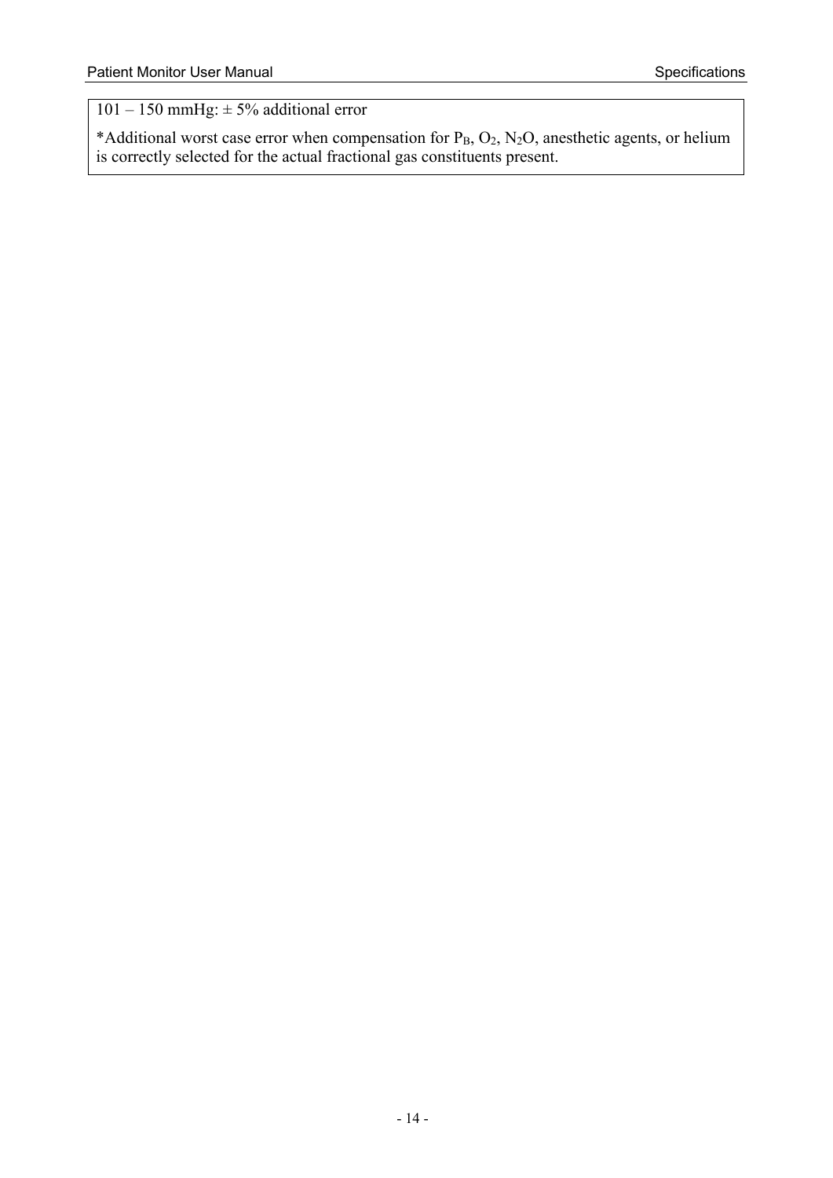| |
|---|
| 101 – 150 mmHg: ± 5% additional error<br><br>*Additional worst case error when compensation for $P_B$, $O_2$, $N_2O$, anesthetic agents, or helium is correctly selected for the actual fractional gas constituents present. |